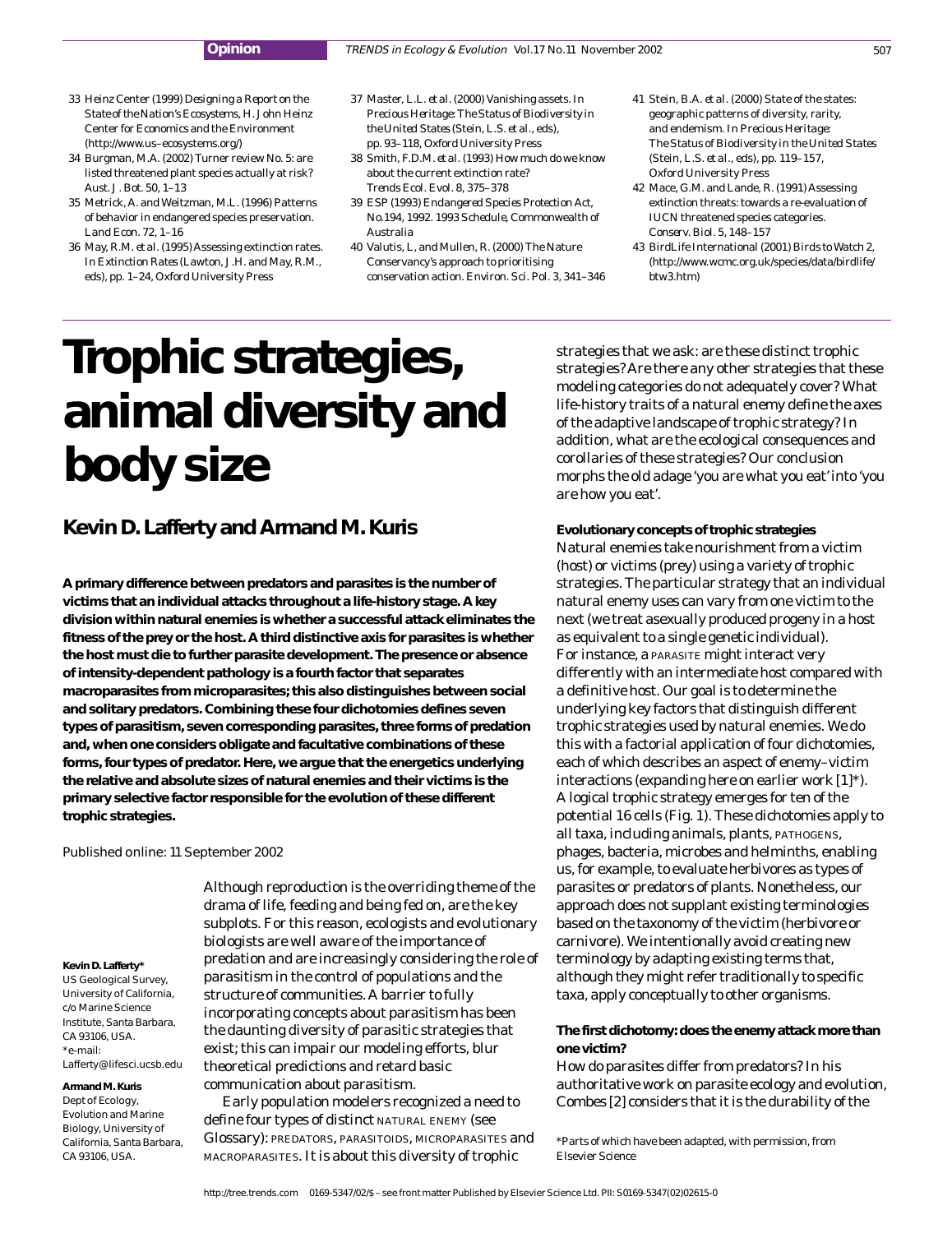33 Heinz Center (1999) *Designing a Report on the State of the Nation's Ecosystems*, H. John Heinz Center for Economics and the Environment (http://www.us–ecosystems.org/)

34 Burgman, M.A. (2002) Turner review No. 5: are listed threatened plant species actually at risk? *Aust. J. Bot.* 50, 1–13

35 Metrick, A. and Weitzman, M.L. (1996) Patterns of behavior in endangered species preservation. *Land Econ.* 72, 1–16

36 May, R.M. *et al.* (1995) Assessing extinction rates. In *Extinction Rates* (Lawton, J.H. and May, R.M., eds), pp. 1–24, Oxford University Press

37 Master, L.L. *et al.* (2000) Vanishing assets. In *Precious Heritage: The Status of Biodiversity in the United States* (Stein, L.S. *et al.*, eds), pp. 93–118, Oxford University Press

38 Smith, F.D.M. *et al.* (1993) How much do we know about the current extinction rate? *Trends Ecol. Evol.* 8, 375–378

39 ESP (1993) *Endangered Species Protection Act, No.194, 1992. 1993 Schedule*, Commonwealth of Australia

40 Valutis, L. and Mullen, R. (2000) The Nature Conservancy's approach to prioritising conservation action. *Environ. Sci. Pol.* 3, 341–346

41 Stein, B.A. *et al.* (2000) State of the states: geographic patterns of diversity, rarity, and endemism. In *Precious Heritage: The Status of Biodiversity in the United States* (Stein, L.S. *et al.*, eds), pp. 119–157, Oxford University Press

42 Mace, G.M. and Lande, R. (1991) Assessing extinction threats: towards a re-evaluation of IUCN threatened species categories. *Conserv. Biol.* 5, 148–157

43 BirdLife International (2001) *Birds to Watch 2*, (http://www.wcmc.org.uk/species/data/birdlife/btw3.htm)

# Trophic strategies, animal diversity and body size

## Kevin D. Lafferty and Armand M. Kuris

**A primary difference between predators and parasites is the number of victims that an individual attacks throughout a life-history stage. A key division within natural enemies is whether a successful attack eliminates the fitness of the prey or the host. A third distinctive axis for parasites is whether the host must die to further parasite development. The presence or absence of intensity-dependent pathology is a fourth factor that separates macroparasites from microparasites; this also distinguishes between social and solitary predators. Combining these four dichotomies defines seven types of parasitism, seven corresponding parasites, three forms of predation and, when one considers obligate and facultative combinations of these forms, four types of predator. Here, we argue that the energetics underlying the relative and absolute sizes of natural enemies and their victims is the primary selective factor responsible for the evolution of these different trophic strategies.**

Published online: 11 September 2002

**Kevin D. Lafferty***
US Geological Survey, University of California, c/o Marine Science Institute, Santa Barbara, CA 93106, USA.
*e-mail: Lafferty@lifesci.ucsb.edu

**Armand M. Kuris**
Dept of Ecology, Evolution and Marine Biology, University of California, Santa Barbara, CA 93106, USA.

Although reproduction is the overriding theme of the drama of life, feeding and being fed on, are the key subplots. For this reason, ecologists and evolutionary biologists are well aware of the importance of predation and are increasingly considering the role of parasitism in the control of populations and the structure of communities. A barrier to fully incorporating concepts about parasitism has been the daunting diversity of parasitic strategies that exist; this can impair our modeling efforts, blur theoretical predictions and retard basic communication about parasitism.

Early population modelers recognized a need to define four types of distinct NATURAL ENEMY (see Glossary): PREDATORS, PARASITOIDS, MICROPARASITES and MACROPARASITES. It is about this diversity of trophic strategies that we ask: are these distinct trophic strategies? Are there any other strategies that these modeling categories do not adequately cover? What life-history traits of a natural enemy define the axes of the adaptive landscape of trophic strategy? In addition, what are the ecological consequences and corollaries of these strategies? Our conclusion morphs the old adage 'you are what you eat' into 'you are how you eat'.

### Evolutionary concepts of trophic strategies

Natural enemies take nourishment from a victim (host) or victims (prey) using a variety of trophic strategies. The particular strategy that an individual natural enemy uses can vary from one victim to the next (we treat asexually produced progeny in a host as equivalent to a single genetic individual). For instance, a PARASITE might interact very differently with an intermediate host compared with a definitive host. Our goal is to determine the underlying key factors that distinguish different trophic strategies used by natural enemies. We do this with a factorial application of four dichotomies, each of which describes an aspect of enemy–victim interactions (expanding here on earlier work [1]*). A logical trophic strategy emerges for ten of the potential 16 cells (Fig. 1). These dichotomies apply to all taxa, including animals, plants, PATHOGENS, phages, bacteria, microbes and helminths, enabling us, for example, to evaluate herbivores as types of parasites or predators of plants. Nonetheless, our approach does not supplant existing terminologies based on the taxonomy of the victim (herbivore or carnivore). We intentionally avoid creating new terminology by adapting existing terms that, although they might refer traditionally to specific taxa, apply conceptually to other organisms.

### The first dichotomy: does the enemy attack more than one victim?

How do parasites differ from predators? In his authoritative work on parasite ecology and evolution, Combes [2] considers that it is the durability of the

*Parts of which have been adapted, with permission, from Elsevier Science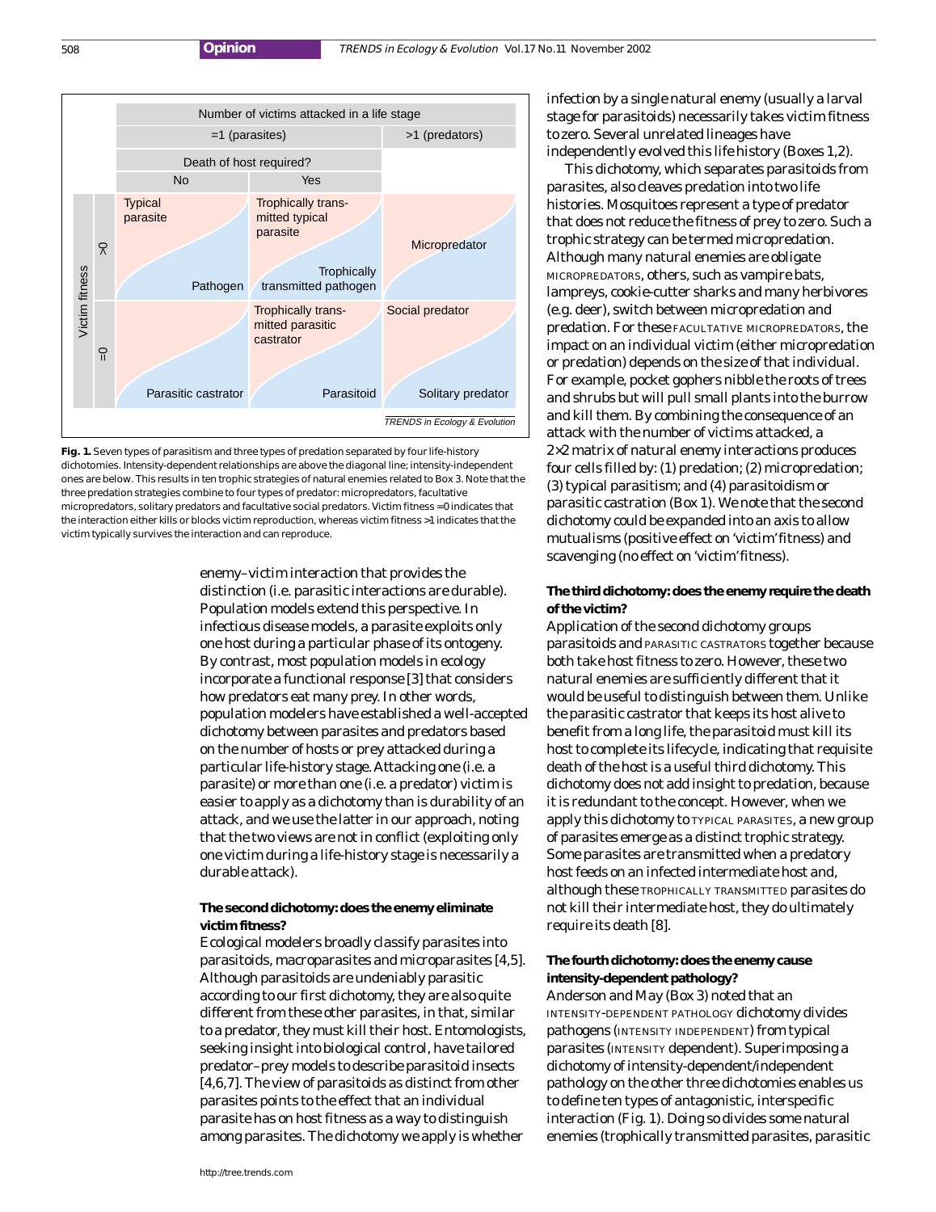Number of victims attacked in a life stage
=1 (parasites)
>1 (predators)
Death of host required?
No
Yes
Victim fitness
>0
=0
Typical parasite
Pathogen
Trophically transmitted typical parasite
Trophically transmitted pathogen
Micropredator
Parasitic castrator
Trophically transmitted parasitic castrator
Parasitoid
Social predator
Solitary predator

**Fig. 1.** Seven types of parasitism and three types of predation separated by four life-history dichotomies. Intensity-dependent relationships are above the diagonal line; intensity-independent ones are below. This results in ten trophic strategies of natural enemies related to Box 3. Note that the three predation strategies combine to four types of predator: micropredators, facultative micropredators, solitary predators and facultative social predators. Victim fitness =0 indicates that the interaction either kills or blocks victim reproduction, whereas victim fitness >1 indicates that the victim typically survives the interaction and can reproduce.

enemy–victim interaction that provides the distinction (i.e. parasitic interactions are durable). Population models extend this perspective. In infectious disease models, a parasite exploits only one host during a particular phase of its ontogeny. By contrast, most population models in ecology incorporate a functional response [3] that considers how predators eat many prey. In other words, population modelers have established a well-accepted dichotomy between parasites and predators based on the number of hosts or prey attacked during a particular life-history stage. Attacking one (i.e. a parasite) or more than one (i.e. a predator) victim is easier to apply as a dichotomy than is durability of an attack, and we use the latter in our approach, noting that the two views are not in conflict (exploiting only one victim during a life-history stage is necessarily a durable attack).

**The second dichotomy: does the enemy eliminate victim fitness?**

Ecological modelers broadly classify parasites into parasitoids, macroparasites and microparasites [4,5]. Although parasitoids are undeniably parasitic according to our first dichotomy, they are also quite different from these other parasites, in that, similar to a predator, they must kill their host. Entomologists, seeking insight into biological control, have tailored predator–prey models to describe parasitoid insects [4,6,7]. The view of parasitoids as distinct from other parasites points to the effect that an individual parasite has on host fitness as a way to distinguish among parasites. The dichotomy we apply is whether infection by a single natural enemy (usually a larval stage for parasitoids) necessarily takes victim fitness to zero. Several unrelated lineages have independently evolved this life history (Boxes 1,2).

This dichotomy, which separates parasitoids from parasites, also cleaves predation into two life histories. Mosquitoes represent a type of predator that does not reduce the fitness of prey to zero. Such a trophic strategy can be termed micropredation. Although many natural enemies are obligate MICROPREDATORS, others, such as vampire bats, lampreys, cookie-cutter sharks and many herbivores (e.g. deer), switch between micropredation and predation. For these FACULTATIVE MICROPREDATORS, the impact on an individual victim (either micropredation or predation) depends on the size of that individual. For example, pocket gophers nibble the roots of trees and shrubs but will pull small plants into the burrow and kill them. By combining the consequence of an attack with the number of victims attacked, a 2×2 matrix of natural enemy interactions produces four cells filled by: (1) predation; (2) micropredation; (3) typical parasitism; and (4) parasitoidism or parasitic castration (Box 1). We note that the second dichotomy could be expanded into an axis to allow mutualisms (positive effect on 'victim' fitness) and scavenging (no effect on 'victim' fitness).

**The third dichotomy: does the enemy require the death of the victim?**

Application of the second dichotomy groups parasitoids and PARASITIC CASTRATORS together because both take host fitness to zero. However, these two natural enemies are sufficiently different that it would be useful to distinguish between them. Unlike the parasitic castrator that keeps its host alive to benefit from a long life, the parasitoid must kill its host to complete its lifecycle, indicating that requisite death of the host is a useful third dichotomy. This dichotomy does not add insight to predation, because it is redundant to the concept. However, when we apply this dichotomy to TYPICAL PARASITES, a new group of parasites emerge as a distinct trophic strategy. Some parasites are transmitted when a predatory host feeds on an infected intermediate host and, although these TROPHICALLY TRANSMITTED parasites do not kill their intermediate host, they do ultimately require its death [8].

**The fourth dichotomy: does the enemy cause intensity-dependent pathology?**

Anderson and May (Box 3) noted that an INTENSITY-DEPENDENT PATHOLOGY dichotomy divides pathogens (INTENSITY INDEPENDENT) from typical parasites (INTENSITY dependent). Superimposing a dichotomy of intensity-dependent/independent pathology on the other three dichotomies enables us to define ten types of antagonistic, interspecific interaction (Fig. 1). Doing so divides some natural enemies (trophically transmitted parasites, parasitic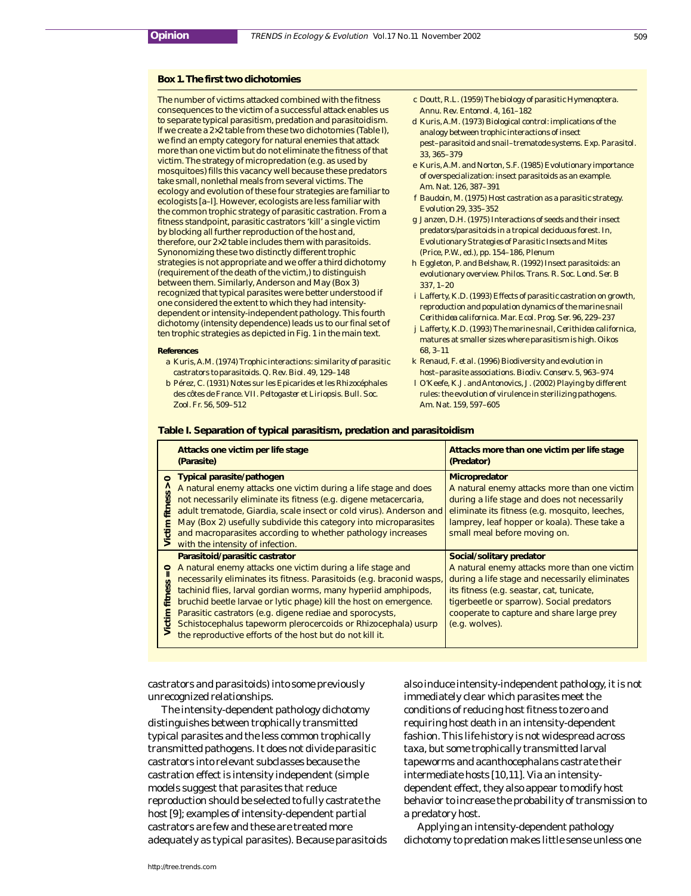### Box 1. The first two dichotomies

The number of victims attacked combined with the fitness consequences to the victim of a successful attack enables us to separate typical parasitism, predation and parasitoidism. If we create a 2×2 table from these two dichotomies (Table I), we find an empty category for natural enemies that attack more than one victim but do not eliminate the fitness of that victim. The strategy of micropredation (e.g. as used by mosquitoes) fills this vacancy well because these predators take small, nonlethal meals from several victims. The ecology and evolution of these four strategies are familiar to ecologists [a–l]. However, ecologists are less familiar with the common trophic strategy of parasitic castration. From a fitness standpoint, parasitic castrators 'kill' a single victim by blocking all further reproduction of the host and, therefore, our 2×2 table includes them with parasitoids. Synonomizing these two distinctly different trophic strategies is not appropriate and we offer a third dichotomy (requirement of the death of the victim,) to distinguish between them. Similarly, Anderson and May (Box 3) recognized that typical parasites were better understood if one considered the extent to which they had intensity-dependent or intensity-independent pathology. This fourth dichotomy (intensity dependence) leads us to our final set of ten trophic strategies as depicted in Fig. 1 in the main text.

**References**

a Kuris, A.M. (1974) Trophic interactions: similarity of parasitic castrators to parasitoids. *Q. Rev. Biol.* 49, 129–148

b Pérez, C. (1931) Notes sur les Epicarides et les Rhizocéphales des côtes de France. VII. *Peltogaster* et *Liriopsis*. *Bull. Soc. Zool. Fr.* 56, 509–512

c Doutt, R.L. (1959) The biology of parasitic Hymenoptera. *Annu. Rev. Entomol.* 4, 161–182

d Kuris, A.M. (1973) Biological control: implications of the analogy between trophic interactions of insect pest–parasitoid and snail–trematode systems. *Exp. Parasitol.* 33, 365–379

e Kuris, A.M. and Norton, S.F. (1985) Evolutionary importance of overspecialization: insect parasitoids as an example. *Am. Nat.* 126, 387–391

f Baudoin, M. (1975) Host castration as a parasitic strategy. *Evolution* 29, 335–352

g Janzen, D.H. (1975) Interactions of seeds and their insect predators/parasitoids in a tropical deciduous forest. In *Evolutionary Strategies of Parasitic Insects and Mites* (Price, P.W., ed.), pp. 154–186, Plenum

h Eggleton, P. and Belshaw, R. (1992) Insect parasitoids: an evolutionary overview. *Philos. Trans. R. Soc. Lond. Ser. B* 337, 1–20

i Lafferty, K.D. (1993) Effects of parasitic castration on growth, reproduction and population dynamics of the marine snail *Cerithidea californica*. *Mar. Ecol. Prog. Ser.* 96, 229–237

j Lafferty, K.D. (1993) The marine snail, *Cerithidea californica*, matures at smaller sizes where parasitism is high. *Oikos* 68, 3–11

k Renaud, F. *et al.* (1996) Biodiversity and evolution in host–parasite associations. *Biodiv. Conserv.* 5, 963–974

l O'Keefe, K.J. and Antonovics, J. (2002) Playing by different rules: the evolution of virulence in sterilizing pathogens. *Am. Nat.* 159, 597–605

**Table I. Separation of typical parasitism, predation and parasitoidism**

| | Attacks one victim per life stage (Parasite) | Attacks more than one victim per life stage (Predator) |
|---|---|---|
| Victim fitness > 0 | **Typical parasite/pathogen** A natural enemy attacks one victim during a life stage and does not necessarily eliminate its fitness (e.g. digene metacercaria, adult trematode, Giardia, scale insect or cold virus). Anderson and May (Box 2) usefully subdivide this category into microparasites and macroparasites according to whether pathology increases with the intensity of infection. | **Micropredator** A natural enemy attacks more than one victim during a life stage and does not necessarily eliminate its fitness (e.g. mosquito, leeches, lamprey, leaf hopper or koala). These take a small meal before moving on. |
| Victim fitness = 0 | **Parasitoid/parasitic castrator** A natural enemy attacks one victim during a life stage and necessarily eliminates its fitness. Parasitoids (e.g. braconid wasps, tachinid flies, larval gordian worms, many hyperiid amphipods, bruchid beetle larvae or lytic phage) kill the host on emergence. Parasitic castrators (e.g. digene rediae and sporocysts, Schistocephalus tapeworm plerocercoids or Rhizocephala) usurp the reproductive efforts of the host but do not kill it. | **Social/solitary predator** A natural enemy attacks more than one victim during a life stage and necessarily eliminates its fitness (e.g. seastar, cat, tunicate, tigerbeetle or sparrow). Social predators cooperate to capture and share large prey (e.g. wolves). |

castrators and parasitoids) into some previously unrecognized relationships.

The intensity-dependent pathology dichotomy distinguishes between trophically transmitted typical parasites and the less common trophically transmitted pathogens. It does not divide parasitic castrators into relevant subclasses because the castration effect is intensity independent (simple models suggest that parasites that reduce reproduction should be selected to fully castrate the host [9]; examples of intensity-dependent partial castrators are few and these are treated more adequately as typical parasites). Because parasitoids also induce intensity-independent pathology, it is not immediately clear which parasites meet the conditions of reducing host fitness to zero and requiring host death in an intensity-dependent fashion. This life history is not widespread across taxa, but some trophically transmitted larval tapeworms and acanthocephalans castrate their intermediate hosts [10,11]. Via an intensity-dependent effect, they also appear to modify host behavior to increase the probability of transmission to a predatory host.

Applying an intensity-dependent pathology dichotomy to predation makes little sense unless one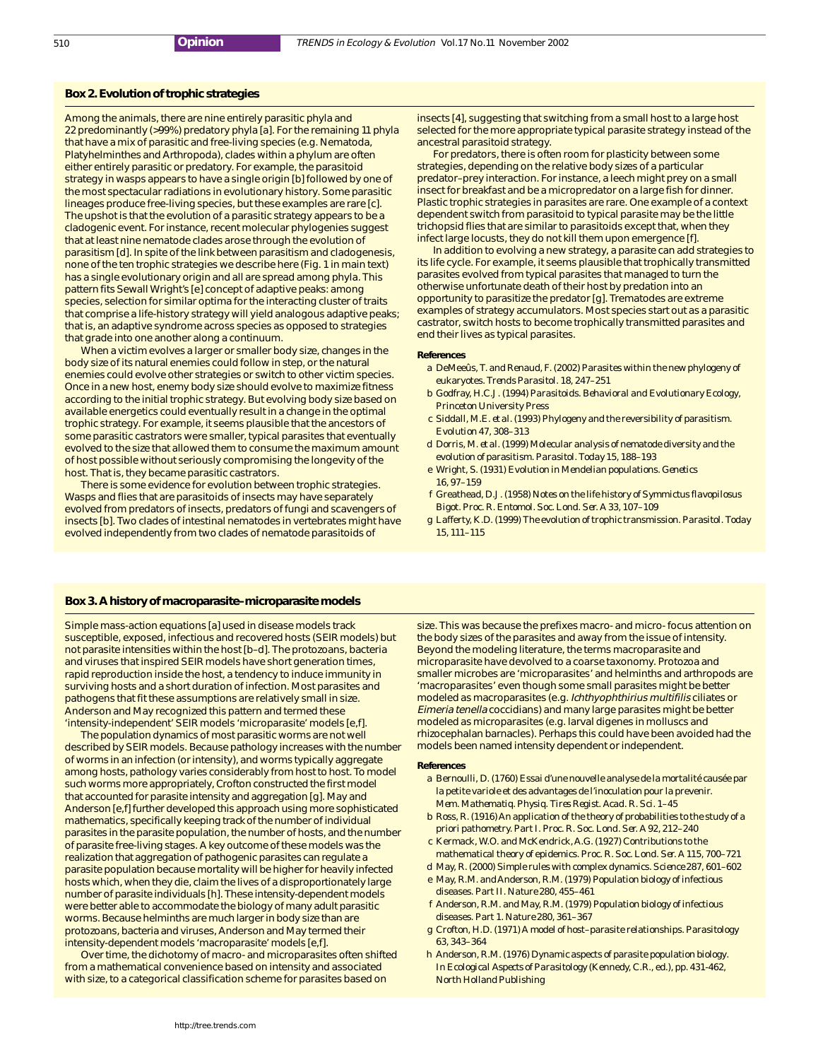## Box 2. Evolution of trophic strategies

Among the animals, there are nine entirely parasitic phyla and 22 predominantly (>99%) predatory phyla [a]. For the remaining 11 phyla that have a mix of parasitic and free-living species (e.g. Nematoda, Platyhelminthes and Arthropoda), clades within a phylum are often either entirely parasitic or predatory. For example, the parasitoid strategy in wasps appears to have a single origin [b] followed by one of the most spectacular radiations in evolutionary history. Some parasitic lineages produce free-living species, but these examples are rare [c]. The upshot is that the evolution of a parasitic strategy appears to be a cladogenic event. For instance, recent molecular phylogenies suggest that at least nine nematode clades arose through the evolution of parasitism [d]. In spite of the link between parasitism and cladogenesis, none of the ten trophic strategies we describe here (Fig. 1 in main text) has a single evolutionary origin and all are spread among phyla. This pattern fits Sewall Wright's [e] concept of adaptive peaks: among species, selection for similar optima for the interacting cluster of traits that comprise a life-history strategy will yield analogous adaptive peaks; that is, an adaptive syndrome across species as opposed to strategies that grade into one another along a continuum.

When a victim evolves a larger or smaller body size, changes in the body size of its natural enemies could follow in step, or the natural enemies could evolve other strategies or switch to other victim species. Once in a new host, enemy body size should evolve to maximize fitness according to the initial trophic strategy. But evolving body size based on available energetics could eventually result in a change in the optimal trophic strategy. For example, it seems plausible that the ancestors of some parasitic castrators were smaller, typical parasites that eventually evolved to the size that allowed them to consume the maximum amount of host possible without seriously compromising the longevity of the host. That is, they became parasitic castrators.

There is some evidence for evolution between trophic strategies. Wasps and flies that are parasitoids of insects may have separately evolved from predators of insects, predators of fungi and scavengers of insects [b]. Two clades of intestinal nematodes in vertebrates might have evolved independently from two clades of nematode parasitoids of insects [4], suggesting that switching from a small host to a large host selected for the more appropriate typical parasite strategy instead of the ancestral parasitoid strategy.

For predators, there is often room for plasticity between some strategies, depending on the relative body sizes of a particular predator–prey interaction. For instance, a leech might prey on a small insect for breakfast and be a micropredator on a large fish for dinner. Plastic trophic strategies in parasites are rare. One example of a context dependent switch from parasitoid to typical parasite may be the little trichopsid flies that are similar to parasitoids except that, when they infect large locusts, they do not kill them upon emergence [f].

In addition to evolving a new strategy, a parasite can add strategies to its life cycle. For example, it seems plausible that trophically transmitted parasites evolved from typical parasites that managed to turn the otherwise unfortunate death of their host by predation into an opportunity to parasitize the predator [g]. Trematodes are extreme examples of strategy accumulators. Most species start out as a parasitic castrator, switch hosts to become trophically transmitted parasites and end their lives as typical parasites.

### References

a DeMeeûs, T. and Renaud, F. (2002) Parasites within the new phylogeny of eukaryotes. *Trends Parasitol.* 18, 247–251

b Godfray, H.C.J. (1994) *Parasitoids. Behavioral and Evolutionary Ecology*, Princeton University Press

c Siddall, M.E. *et al.* (1993) Phylogeny and the reversibility of parasitism. *Evolution* 47, 308–313

d Dorris, M. *et al.* (1999) Molecular analysis of nematode diversity and the evolution of parasitism. *Parasitol. Today* 15, 188–193

e Wright, S. (1931) Evolution in Mendelian populations. *Genetics* 16, 97–159

f Greathead, D.J. (1958) Notes on the life history of *Symmictus flavopilosus* Bigot. *Proc. R. Entomol. Soc. Lond. Ser. A* 33, 107–109

g Lafferty, K.D. (1999) The evolution of trophic transmission. *Parasitol. Today* 15, 111–115

## Box 3. A history of macroparasite–microparasite models

Simple mass-action equations [a] used in disease models track susceptible, exposed, infectious and recovered hosts (SEIR models) but not parasite intensities within the host [b–d]. The protozoans, bacteria and viruses that inspired SEIR models have short generation times, rapid reproduction inside the host, a tendency to induce immunity in surviving hosts and a short duration of infection. Most parasites and pathogens that fit these assumptions are relatively small in size. Anderson and May recognized this pattern and termed these 'intensity-independent' SEIR models 'microparasite' models [e,f].

The population dynamics of most parasitic worms are not well described by SEIR models. Because pathology increases with the number of worms in an infection (or intensity), and worms typically aggregate among hosts, pathology varies considerably from host to host. To model such worms more appropriately, Crofton constructed the first model that accounted for parasite intensity and aggregation [g]. May and Anderson [e,f] further developed this approach using more sophisticated mathematics, specifically keeping track of the number of individual parasites in the parasite population, the number of hosts, and the number of parasite free-living stages. A key outcome of these models was the realization that aggregation of pathogenic parasites can regulate a parasite population because mortality will be higher for heavily infected hosts which, when they die, claim the lives of a disproportionately large number of parasite individuals [h]. These intensity-dependent models were better able to accommodate the biology of many adult parasitic worms. Because helminths are much larger in body size than are protozoans, bacteria and viruses, Anderson and May termed their intensity-dependent models 'macroparasite' models [e,f].

Over time, the dichotomy of macro- and microparasites often shifted from a mathematical convenience based on intensity and associated with size, to a categorical classification scheme for parasites based on size. This was because the prefixes macro- and micro- focus attention on the body sizes of the parasites and away from the issue of intensity. Beyond the modeling literature, the terms macroparasite and microparasite have devolved to a coarse taxonomy. Protozoa and smaller microbes are 'microparasites' and helminths and arthropods are 'macroparasites' even though some small parasites might be better modeled as macroparasites (e.g. *Ichthyophthirius multifilis* ciliates or *Eimeria tenella* coccidians) and many large parasites might be better modeled as microparasites (e.g. larval digenes in molluscs and rhizocephalan barnacles). Perhaps this could have been avoided had the models been named intensity dependent or independent.

### References

a Bernoulli, D. (1760) Essai d'une nouvelle analyse de la mortalité causée par la petite variole et des advantages de l'inoculation pour la prevenir. *Mem. Mathematiq. Physiq. Tires Regist. Acad. R. Sci.* 1–45

b Ross, R. (1916) An application of the theory of probabilities to the study of a priori pathometry. Part I. *Proc. R. Soc. Lond. Ser. A* 92, 212–240

c Kermack, W.O. and McKendrick, A.G. (1927) Contributions to the mathematical theory of epidemics. *Proc. R. Soc. Lond. Ser. A* 115, 700–721

d May, R. (2000) Simple rules with complex dynamics. *Science* 287, 601–602

e May, R.M. and Anderson, R.M. (1979) Population biology of infectious diseases. Part II. *Nature* 280, 455–461

f Anderson, R.M. and May, R.M. (1979) Population biology of infectious diseases. Part 1. *Nature* 280, 361–367

g Crofton, H.D. (1971) A model of host–parasite relationships. *Parasitology* 63, 343–364

h Anderson, R.M. (1976) Dynamic aspects of parasite population biology. In *Ecological Aspects of Parasitology* (Kennedy, C.R., ed.), pp. 431-462, North Holland Publishing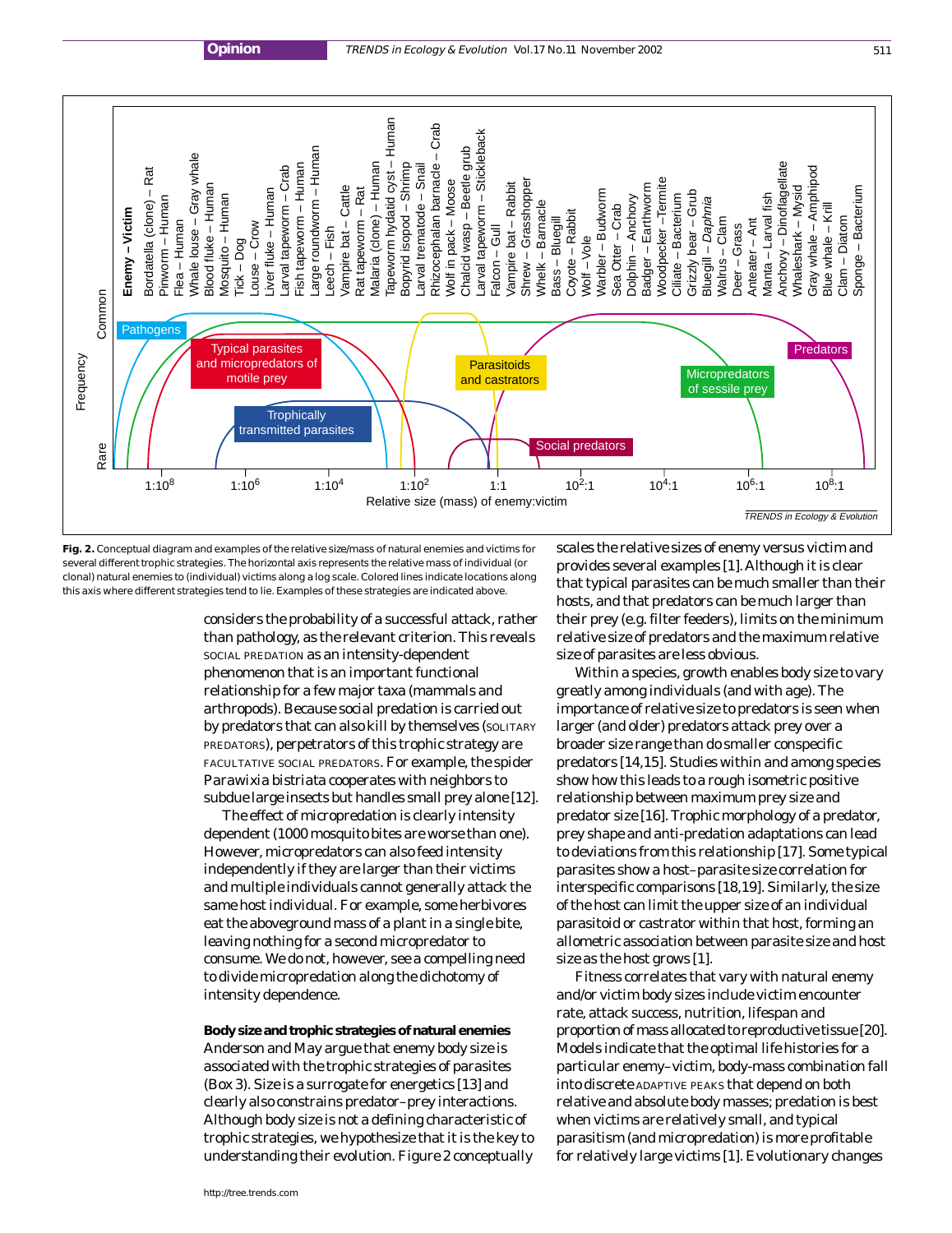Enemy – Victim
Bordatella (clone) – Rat
Pinworm – Human
Flea – Human
Whale louse – Gray whale
Blood fluke – Human
Mosquito – Human
Tick – Dog
Louse – Crow
Liver fluke – Human
Larval tapeworm – Crab
Fish tapeworm – Human
Large roundworm – Human
Leech – Fish
Vampire bat – Cattle
Rat tapeworm – Rat
Malaria (clone) – Human
Tapeworm hydatid cyst – Human
Bopyrid isopod – Shrimp
Larval trematode – Snail
Rhizocephalan barnacle – Crab
Wolf in pack – Moose
Chalcid wasp – Beetle grub
Larval tapeworm – Stickleback
Falcon – Gull
Vampire bat – Rabbit
Shrew – Grasshopper
Whelk – Barnacle
Bass – Bluegill
Coyote – Rabbit
Wolf – Vole
Warbler – Budworm
Sea Otter – Crab
Dolphin – Anchovy
Badger – Earthworm
Woodpecker – Termite
Ciliate – Bacterium
Grizzly bear – Grub
Bluegill – *Daphnia*
Walrus – Clam
Deer – Grass
Anteater – Ant
Manta – Larval fish
Anchovy – Dinoflagellate
Whaleshark – Mysid
Gray whale – Amphipod
Blue whale – Krill
Clam – Diatom
Sponge – Bacterium

Frequency
Common
Rare

Pathogens
Typical parasites and micropredators of motile prey
Trophically transmitted parasites
Parasitoids and castrators
Social predators
Micropredators of sessile prey
Predators

1:10^8
1:10^6
1:10^4
1:10^2
1:1
10^2:1
10^4:1
10^6:1
10^8:1
Relative size (mass) of enemy:victim

TRENDS in Ecology & Evolution

**Fig. 2.** Conceptual diagram and examples of the relative size/mass of natural enemies and victims for several different trophic strategies. The horizontal axis represents the relative mass of individual (or clonal) natural enemies to (individual) victims along a log scale. Colored lines indicate locations along this axis where different strategies tend to lie. Examples of these strategies are indicated above.

considers the probability of a successful attack, rather than pathology, as the relevant criterion. This reveals SOCIAL PREDATION as an intensity-dependent phenomenon that is an important functional relationship for a few major taxa (mammals and arthropods). Because social predation is carried out by predators that can also kill by themselves (SOLITARY PREDATORS), perpetrators of this trophic strategy are FACULTATIVE SOCIAL PREDATORS. For example, the spider *Parawixia bistriata* cooperates with neighbors to subdue large insects but handles small prey alone [12].

The effect of micropredation is clearly intensity dependent (1000 mosquito bites are worse than one). However, micropredators can also feed intensity independently if they are larger than their victims and multiple individuals cannot generally attack the same host individual. For example, some herbivores eat the aboveground mass of a plant in a single bite, leaving nothing for a second micropredator to consume. We do not, however, see a compelling need to divide micropredation along the dichotomy of intensity dependence.

**Body size and trophic strategies of natural enemies**

Anderson and May argue that enemy body size is associated with the trophic strategies of parasites (Box 3). Size is a surrogate for energetics [13] and clearly also constrains predator–prey interactions. Although body size is not a defining characteristic of trophic strategies, we hypothesize that it is the key to understanding their evolution. Figure 2 conceptually scales the relative sizes of enemy versus victim and provides several examples [1]. Although it is clear that typical parasites can be much smaller than their hosts, and that predators can be much larger than their prey (e.g. filter feeders), limits on the minimum relative size of predators and the maximum relative size of parasites are less obvious.

Within a species, growth enables body size to vary greatly among individuals (and with age). The importance of relative size to predators is seen when larger (and older) predators attack prey over a broader size range than do smaller conspecific predators [14,15]. Studies within and among species show how this leads to a rough isometric positive relationship between maximum prey size and predator size [16]. Trophic morphology of a predator, prey shape and anti-predation adaptations can lead to deviations from this relationship [17]. Some typical parasites show a host–parasite size correlation for interspecific comparisons [18,19]. Similarly, the size of the host can limit the upper size of an individual parasitoid or castrator within that host, forming an allometric association between parasite size and host size as the host grows [1].

Fitness correlates that vary with natural enemy and/or victim body sizes include victim encounter rate, attack success, nutrition, lifespan and proportion of mass allocated to reproductive tissue [20]. Models indicate that the optimal life histories for a particular enemy–victim, body-mass combination fall into discrete ADAPTIVE PEAKS that depend on both relative and absolute body masses; predation is best when victims are relatively small, and typical parasitism (and micropredation) is more profitable for relatively large victims [1]. Evolutionary changes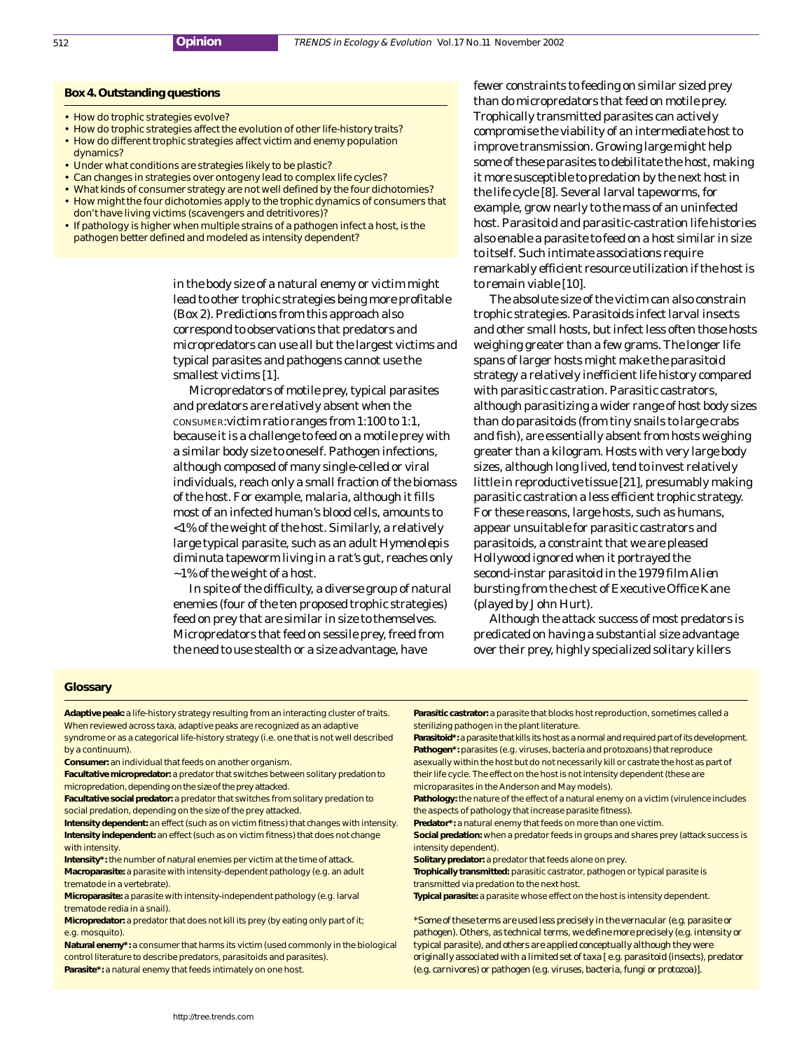### Box 4. Outstanding questions

- How do trophic strategies evolve?
- How do trophic strategies affect the evolution of other life-history traits?
- How do different trophic strategies affect victim and enemy population dynamics?
- Under what conditions are strategies likely to be plastic?
- Can changes in strategies over ontogeny lead to complex life cycles?
- What kinds of consumer strategy are not well defined by the four dichotomies?
- How might the four dichotomies apply to the trophic dynamics of consumers that don't have living victims (scavengers and detritivores)?
- If pathology is higher when multiple strains of a pathogen infect a host, is the pathogen better defined and modeled as intensity dependent?

in the body size of a natural enemy or victim might lead to other trophic strategies being more profitable (Box 2). Predictions from this approach also correspond to observations that predators and micropredators can use all but the largest victims and typical parasites and pathogens cannot use the smallest victims [1].

Micropredators of motile prey, typical parasites and predators are relatively absent when the CONSUMER:victim ratio ranges from 1:100 to 1:1, because it is a challenge to feed on a motile prey with a similar body size to oneself. Pathogen infections, although composed of many single-celled or viral individuals, reach only a small fraction of the biomass of the host. For example, malaria, although it fills most of an infected human's blood cells, amounts to <1% of the weight of the host. Similarly, a relatively large typical parasite, such as an adult *Hymenolepis diminuta* tapeworm living in a rat's gut, reaches only ~1% of the weight of a host.

In spite of the difficulty, a diverse group of natural enemies (four of the ten proposed trophic strategies) feed on prey that are similar in size to themselves. Micropredators that feed on sessile prey, freed from the need to use stealth or a size advantage, have fewer constraints to feeding on similar sized prey than do micropredators that feed on motile prey. Trophically transmitted parasites can actively compromise the viability of an intermediate host to improve transmission. Growing large might help some of these parasites to debilitate the host, making it more susceptible to predation by the next host in the life cycle [8]. Several larval tapeworms, for example, grow nearly to the mass of an uninfected host. Parasitoid and parasitic-castration life histories also enable a parasite to feed on a host similar in size to itself. Such intimate associations require remarkably efficient resource utilization if the host is to remain viable [10].

The absolute size of the victim can also constrain trophic strategies. Parasitoids infect larval insects and other small hosts, but infect less often those hosts weighing greater than a few grams. The longer life spans of larger hosts might make the parasitoid strategy a relatively inefficient life history compared with parasitic castration. Parasitic castrators, although parasitizing a wider range of host body sizes than do parasitoids (from tiny snails to large crabs and fish), are essentially absent from hosts weighing greater than a kilogram. Hosts with very large body sizes, although long lived, tend to invest relatively little in reproductive tissue [21], presumably making parasitic castration a less efficient trophic strategy. For these reasons, large hosts, such as humans, appear unsuitable for parasitic castrators and parasitoids, a constraint that we are pleased Hollywood ignored when it portrayed the second-instar parasitoid in the 1979 film *Alien* bursting from the chest of Executive Office Kane (played by John Hurt).

Although the attack success of most predators is predicated on having a substantial size advantage over their prey, highly specialized solitary killers

### Glossary

**Adaptive peak:** a life-history strategy resulting from an interacting cluster of traits. When reviewed across taxa, adaptive peaks are recognized as an adaptive syndrome or as a categorical life-history strategy (i.e. one that is not well described by a continuum).
**Consumer:** an individual that feeds on another organism.
**Facultative micropredator:** a predator that switches between solitary predation to micropredation, depending on the size of the prey attacked.
**Facultative social predator:** a predator that switches from solitary predation to social predation, depending on the size of the prey attacked.
**Intensity dependent:** an effect (such as on victim fitness) that changes with intensity.
**Intensity independent:** an effect (such as on victim fitness) that does not change with intensity.
**Intensity*:** the number of natural enemies per victim at the time of attack.
**Macroparasite:** a parasite with intensity-dependent pathology (e.g. an adult trematode in a vertebrate).
**Microparasite:** a parasite with intensity-independent pathology (e.g. larval trematode redia in a snail).
**Micropredator:** a predator that does not kill its prey (by eating only part of it; e.g. mosquito).
**Natural enemy*:** a consumer that harms its victim (used commonly in the biological control literature to describe predators, parasitoids and parasites).
**Parasite*:** a natural enemy that feeds intimately on one host.
**Parasitic castrator:** a parasite that blocks host reproduction, sometimes called a sterilizing pathogen in the plant literature.
**Parasitoid*:** a parasite that kills its host as a normal and required part of its development.
**Pathogen*:** parasites (e.g. viruses, bacteria and protozoans) that reproduce asexually within the host but do not necessarily kill or castrate the host as part of their life cycle. The effect on the host is not intensity dependent (these are microparasites in the Anderson and May models).
**Pathology:** the nature of the effect of a natural enemy on a victim (virulence includes the aspects of pathology that increase parasite fitness).
**Predator*:** a natural enemy that feeds on more than one victim.
**Social predation:** when a predator feeds in groups and shares prey (attack success is intensity dependent).
**Solitary predator:** a predator that feeds alone on prey.
**Trophically transmitted:** parasitic castrator, pathogen or typical parasite is transmitted via predation to the next host.
**Typical parasite:** a parasite whose effect on the host is intensity dependent.

*Some of these terms are used less precisely in the vernacular (e.g. parasite or pathogen). Others, as technical terms, we define more precisely (e.g. intensity or typical parasite), and others are applied conceptually although they were originally associated with a limited set of taxa [e.g. parasitoid (insects), predator (e.g. carnivores) or pathogen (e.g. viruses, bacteria, fungi or protozoa)].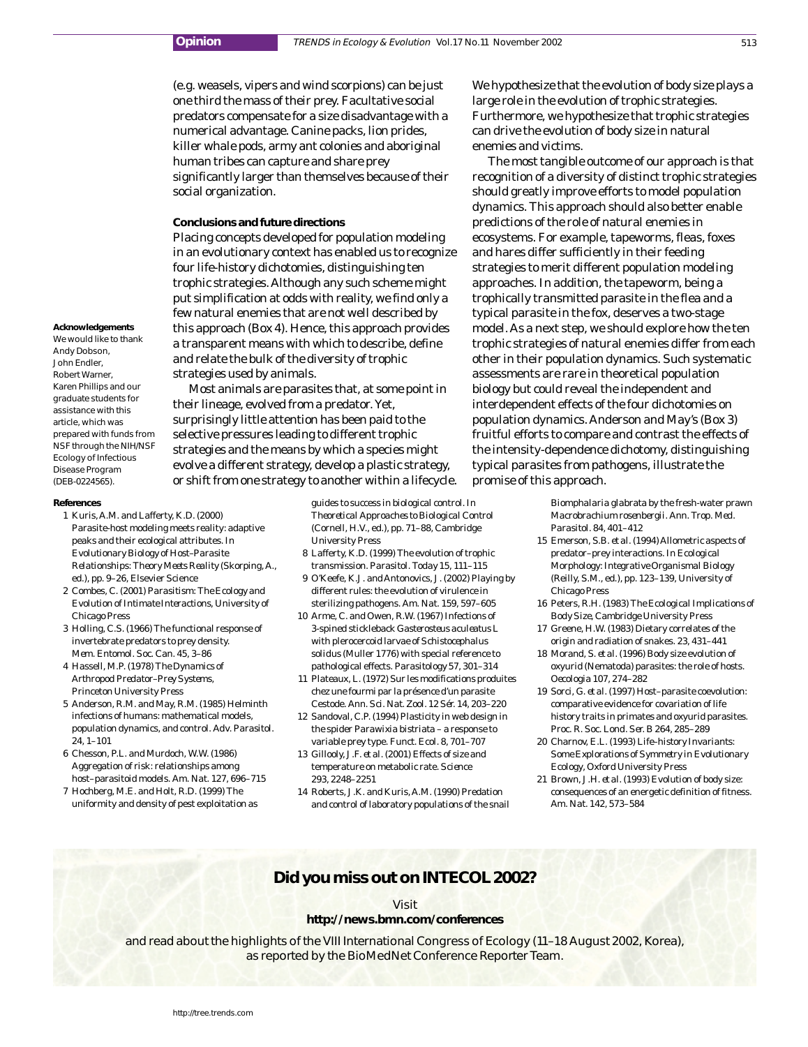(e.g. weasels, vipers and wind scorpions) can be just one third the mass of their prey. Facultative social predators compensate for a size disadvantage with a numerical advantage. Canine packs, lion prides, killer whale pods, army ant colonies and aboriginal human tribes can capture and share prey significantly larger than themselves because of their social organization.

### Conclusions and future directions

Placing concepts developed for population modeling in an evolutionary context has enabled us to recognize four life-history dichotomies, distinguishing ten trophic strategies. Although any such scheme might put simplification at odds with reality, we find only a few natural enemies that are not well described by this approach (Box 4). Hence, this approach provides a transparent means with which to describe, define and relate the bulk of the diversity of trophic strategies used by animals.

Most animals are parasites that, at some point in their lineage, evolved from a predator. Yet, surprisingly little attention has been paid to the selective pressures leading to different trophic strategies and the means by which a species might evolve a different strategy, develop a plastic strategy, or shift from one strategy to another within a lifecycle. We hypothesize that the evolution of body size plays a large role in the evolution of trophic strategies. Furthermore, we hypothesize that trophic strategies can drive the evolution of body size in natural enemies and victims.

The most tangible outcome of our approach is that recognition of a diversity of distinct trophic strategies should greatly improve efforts to model population dynamics. This approach should also better enable predictions of the role of natural enemies in ecosystems. For example, tapeworms, fleas, foxes and hares differ sufficiently in their feeding strategies to merit different population modeling approaches. In addition, the tapeworm, being a trophically transmitted parasite in the flea and a typical parasite in the fox, deserves a two-stage model. As a next step, we should explore how the ten trophic strategies of natural enemies differ from each other in their population dynamics. Such systematic assessments are rare in theoretical population biology but could reveal the independent and interdependent effects of the four dichotomies on population dynamics. Anderson and May's (Box 3) fruitful efforts to compare and contrast the effects of the intensity-dependence dichotomy, distinguishing typical parasites from pathogens, illustrate the promise of this approach.

**Acknowledgements**

We would like to thank Andy Dobson, John Endler, Robert Warner, Karen Phillips and our graduate students for assistance with this article, which was prepared with funds from NSF through the NIH/NSF Ecology of Infectious Disease Program (DEB-0224565).

**References**

1 Kuris, A.M. and Lafferty, K.D. (2000) Parasite-host modeling meets reality: adaptive peaks and their ecological attributes. In *Evolutionary Biology of Host–Parasite Relationships: Theory Meets Reality* (Skorping, A., ed.), pp. 9–26, Elsevier Science

2 Combes, C. (2001) *Parasitism: The Ecology and Evolution of Intimate Interactions*, University of Chicago Press

3 Holling, C.S. (1966) The functional response of invertebrate predators to prey density. *Mem. Entomol. Soc. Can.* 45, 3–86

4 Hassell, M.P. (1978) *The Dynamics of Arthropod Predator–Prey Systems*, Princeton University Press

5 Anderson, R.M. and May, R.M. (1985) Helminth infections of humans: mathematical models, population dynamics, and control. *Adv. Parasitol.* 24, 1–101

6 Chesson, P.L. and Murdoch, W.W. (1986) Aggregation of risk: relationships among host–parasitoid models. *Am. Nat.* 127, 696–715

7 Hochberg, M.E. and Holt, R.D. (1999) The uniformity and density of pest exploitation as guides to success in biological control. In *Theoretical Approaches to Biological Control* (Cornell, H.V., ed.), pp. 71–88, Cambridge University Press

8 Lafferty, K.D. (1999) The evolution of trophic transmission. *Parasitol. Today* 15, 111–115

9 O'Keefe, K.J. and Antonovics, J. (2002) Playing by different rules: the evolution of virulence in sterilizing pathogens. *Am. Nat.* 159, 597–605

10 Arme, C. and Owen, R.W. (1967) Infections of 3-spined stickleback *Gasterosteus aculeatus* L with plerocercoid larvae of *Schistocephalus solidus* (Muller 1776) with special reference to pathological effects. *Parasitology* 57, 301–314

11 Plateaux, L. (1972) Sur les modifications produites chez une fourmi par la présence d'un parasite Cestode. *Ann. Sci. Nat. Zool.* 12 Sér. 14, 203–220

12 Sandoval, C.P. (1994) Plasticity in web design in the spider *Parawixia bistriata* – a response to variable prey type. *Funct. Ecol.* 8, 701–707

13 Gillooly, J.F. *et al.* (2001) Effects of size and temperature on metabolic rate. *Science* 293, 2248–2251

14 Roberts, J.K. and Kuris, A.M. (1990) Predation and control of laboratory populations of the snail *Biomphalaria glabrata* by the fresh-water prawn *Macrobrachium rosenbergii*. *Ann. Trop. Med. Parasitol.* 84, 401–412

15 Emerson, S.B. *et al.* (1994) Allometric aspects of predator–prey interactions. In *Ecological Morphology: Integrative Organismal Biology* (Reilly, S.M., ed.), pp. 123–139, University of Chicago Press

16 Peters, R.H. (1983) *The Ecological Implications of Body Size*, Cambridge University Press

17 Greene, H.W. (1983) Dietary correlates of the origin and radiation of snakes. 23, 431–441

18 Morand, S. *et al.* (1996) Body size evolution of oxyurid (Nematoda) parasites: the role of hosts. *Oecologia* 107, 274–282

19 Sorci, G. *et al.* (1997) Host–parasite coevolution: comparative evidence for covariation of life history traits in primates and oxyurid parasites. *Proc. R. Soc. Lond. Ser. B* 264, 285–289

20 Charnov, E.L. (1993) *Life-history Invariants: Some Explorations of Symmetry in Evolutionary Ecology*, Oxford University Press

21 Brown, J.H. *et al.* (1993) Evolution of body size: consequences of an energetic definition of fitness. *Am. Nat.* 142, 573–584

**Did you miss out on INTECOL 2002?**

Visit

**http://news.bmn.com/conferences**

and read about the highlights of the VIII International Congress of Ecology (11–18 August 2002, Korea), as reported by the BioMedNet Conference Reporter Team.